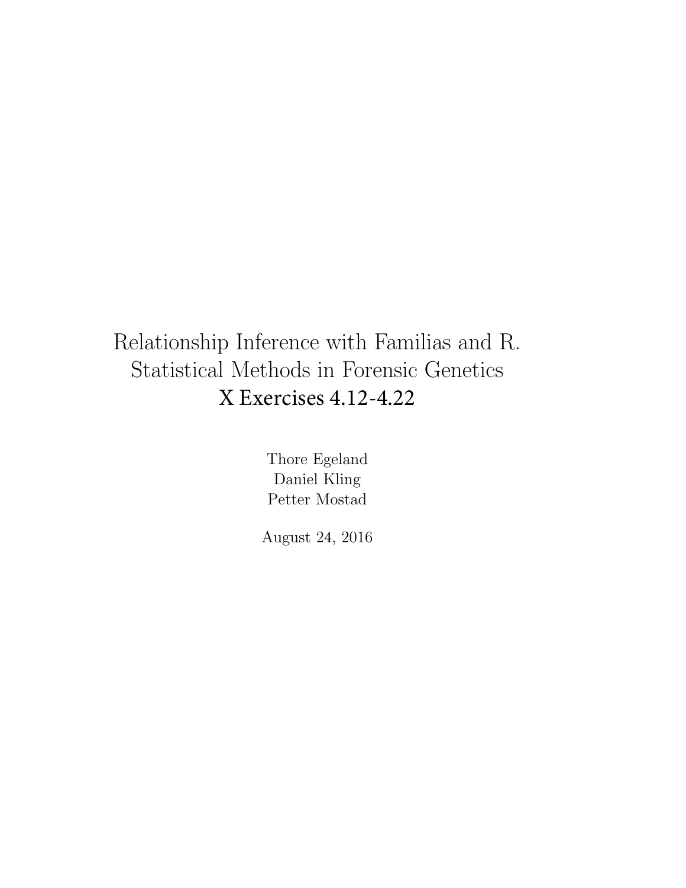# Relationship Inference with Familias and R. Statistical Methods in Forensic Genetics
## X Exercises 4.12-4.22

Thore Egeland
Daniel Kling
Petter Mostad

August 24, 2016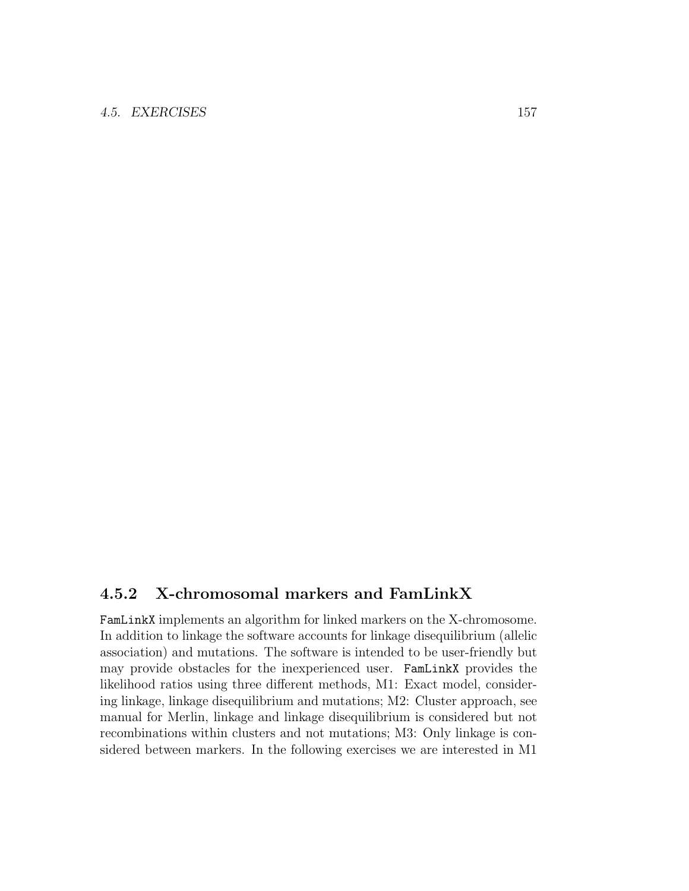### 4.5.2 X-chromosomal markers and FamLinkX

`FamLinkX` implements an algorithm for linked markers on the X-chromosome. In addition to linkage the software accounts for linkage disequilibrium (allelic association) and mutations. The software is intended to be user-friendly but may provide obstacles for the inexperienced user. `FamLinkX` provides the likelihood ratios using three different methods, M1: Exact model, considering linkage, linkage disequilibrium and mutations; M2: Cluster approach, see manual for Merlin, linkage and linkage disequilibrium is considered but not recombinations within clusters and not mutations; M3: Only linkage is considered between markers. In the following exercises we are interested in M1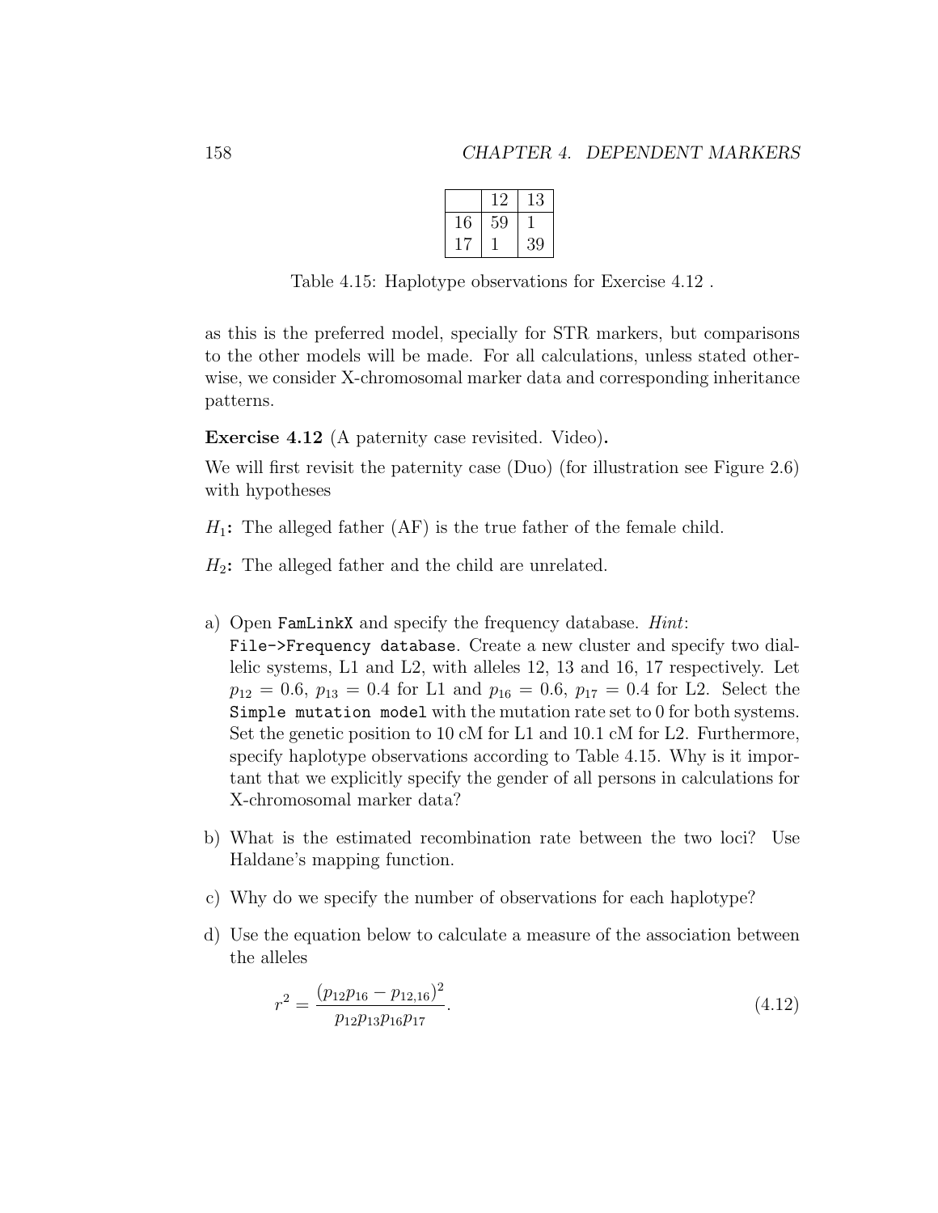|  | 12 | 13 |
|---|---|---|
| 16 | 59 | 1 |
| 17 | 1 | 39 |

Table 4.15: Haplotype observations for Exercise 4.12 .

as this is the preferred model, specially for STR markers, but comparisons to the other models will be made. For all calculations, unless stated otherwise, we consider X-chromosomal marker data and corresponding inheritance patterns.

**Exercise 4.12** (A paternity case revisited. Video)**.**

We will first revisit the paternity case (Duo) (for illustration see Figure 2.6) with hypotheses

$H_1$**:** The alleged father (AF) is the true father of the female child.

$H_2$**:** The alleged father and the child are unrelated.

a) Open `FamLinkX` and specify the frequency database. *Hint*: `File->Frequency database`. Create a new cluster and specify two diallelic systems, L1 and L2, with alleles 12, 13 and 16, 17 respectively. Let $p_{12} = 0.6$, $p_{13} = 0.4$ for L1 and $p_{16} = 0.6$, $p_{17} = 0.4$ for L2. Select the `Simple mutation model` with the mutation rate set to 0 for both systems. Set the genetic position to 10 cM for L1 and 10.1 cM for L2. Furthermore, specify haplotype observations according to Table 4.15. Why is it important that we explicitly specify the gender of all persons in calculations for X-chromosomal marker data?

b) What is the estimated recombination rate between the two loci? Use Haldane's mapping function.

c) Why do we specify the number of observations for each haplotype?

d) Use the equation below to calculate a measure of the association between the alleles

$$r^2 = \frac{(p_{12}p_{16} - p_{12,16})^2}{p_{12}p_{13}p_{16}p_{17}}. \tag{4.12}$$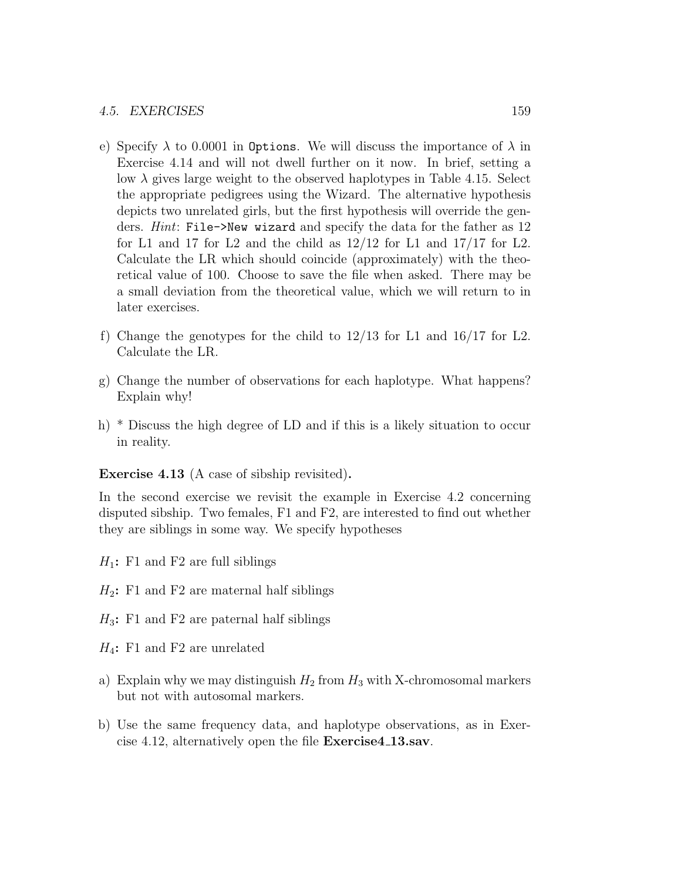e) Specify $\lambda$ to 0.0001 in `Options`. We will discuss the importance of $\lambda$ in Exercise 4.14 and will not dwell further on it now. In brief, setting a low $\lambda$ gives large weight to the observed haplotypes in Table 4.15. Select the appropriate pedigrees using the Wizard. The alternative hypothesis depicts two unrelated girls, but the first hypothesis will override the genders. *Hint*: `File->New wizard` and specify the data for the father as 12 for L1 and 17 for L2 and the child as 12/12 for L1 and 17/17 for L2. Calculate the LR which should coincide (approximately) with the theoretical value of 100. Choose to save the file when asked. There may be a small deviation from the theoretical value, which we will return to in later exercises.

f) Change the genotypes for the child to 12/13 for L1 and 16/17 for L2. Calculate the LR.

g) Change the number of observations for each haplotype. What happens? Explain why!

h) * Discuss the high degree of LD and if this is a likely situation to occur in reality.

**Exercise 4.13** (A case of sibship revisited)**.**

In the second exercise we revisit the example in Exercise 4.2 concerning disputed sibship. Two females, F1 and F2, are interested to find out whether they are siblings in some way. We specify hypotheses

$H_1$**:** F1 and F2 are full siblings

$H_2$**:** F1 and F2 are maternal half siblings

$H_3$**:** F1 and F2 are paternal half siblings

$H_4$**:** F1 and F2 are unrelated

a) Explain why we may distinguish $H_2$ from $H_3$ with X-chromosomal markers but not with autosomal markers.

b) Use the same frequency data, and haplotype observations, as in Exercise 4.12, alternatively open the file **Exercise4_13.sav**.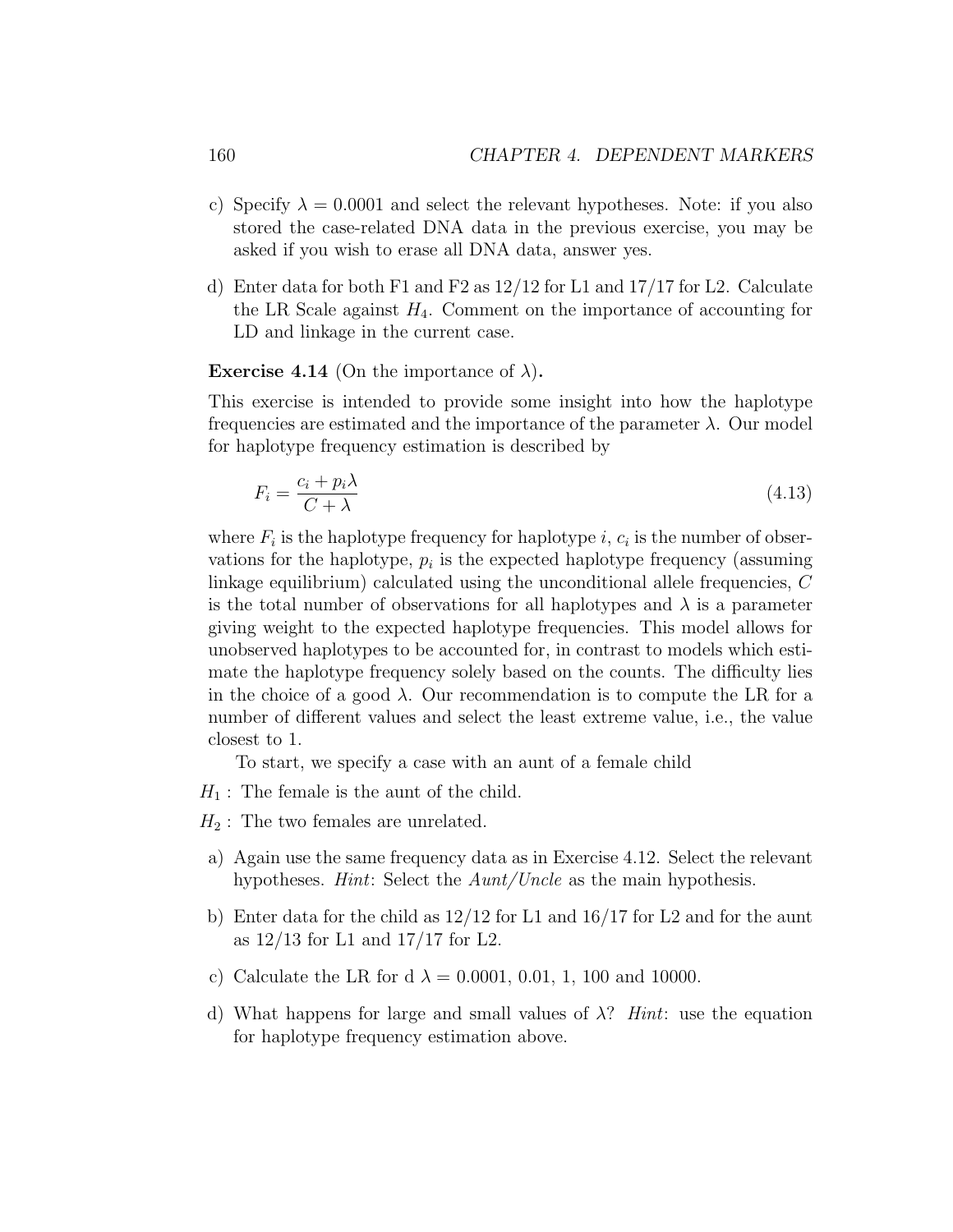c) Specify $\lambda = 0.0001$ and select the relevant hypotheses. Note: if you also stored the case-related DNA data in the previous exercise, you may be asked if you wish to erase all DNA data, answer yes.

d) Enter data for both F1 and F2 as 12/12 for L1 and 17/17 for L2. Calculate the LR Scale against $H_4$. Comment on the importance of accounting for LD and linkage in the current case.

**Exercise 4.14** (On the importance of $\lambda$)**.**

This exercise is intended to provide some insight into how the haplotype frequencies are estimated and the importance of the parameter $\lambda$. Our model for haplotype frequency estimation is described by

$$F_i = \frac{c_i + p_i \lambda}{C + \lambda} \tag{4.13}$$

where $F_i$ is the haplotype frequency for haplotype $i$, $c_i$ is the number of observations for the haplotype, $p_i$ is the expected haplotype frequency (assuming linkage equilibrium) calculated using the unconditional allele frequencies, $C$ is the total number of observations for all haplotypes and $\lambda$ is a parameter giving weight to the expected haplotype frequencies. This model allows for unobserved haplotypes to be accounted for, in contrast to models which estimate the haplotype frequency solely based on the counts. The difficulty lies in the choice of a good $\lambda$. Our recommendation is to compute the LR for a number of different values and select the least extreme value, i.e., the value closest to 1.

To start, we specify a case with an aunt of a female child

$H_1$ : The female is the aunt of the child.

$H_2$ : The two females are unrelated.

a) Again use the same frequency data as in Exercise 4.12. Select the relevant hypotheses. *Hint*: Select the *Aunt/Uncle* as the main hypothesis.

b) Enter data for the child as 12/12 for L1 and 16/17 for L2 and for the aunt as 12/13 for L1 and 17/17 for L2.

c) Calculate the LR for d $\lambda = 0.0001$, 0.01, 1, 100 and 10000.

d) What happens for large and small values of $\lambda$? *Hint*: use the equation for haplotype frequency estimation above.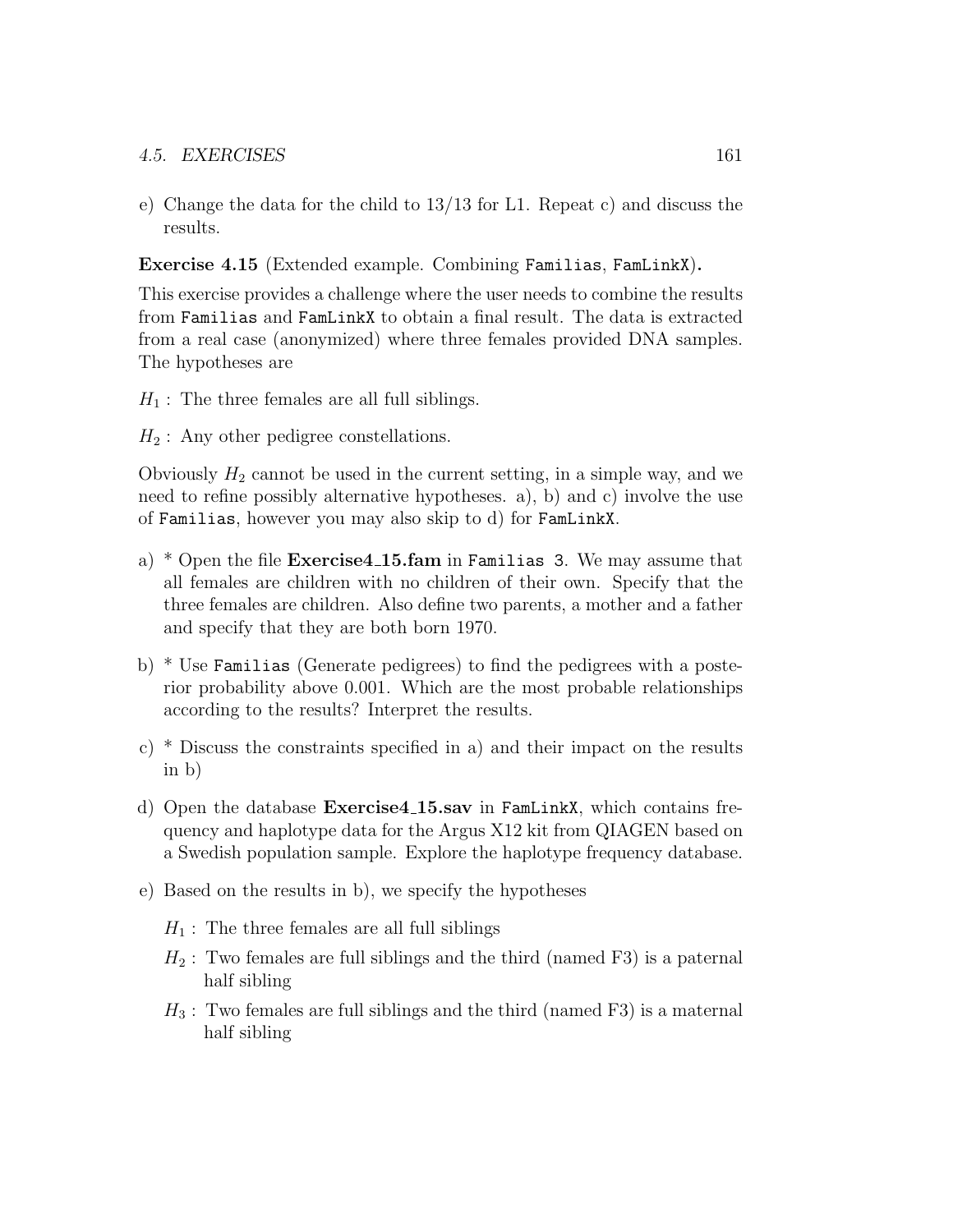e) Change the data for the child to 13/13 for L1. Repeat c) and discuss the results.

**Exercise 4.15** (Extended example. Combining `Familias`, `FamLinkX`).

This exercise provides a challenge where the user needs to combine the results from `Familias` and `FamLinkX` to obtain a final result. The data is extracted from a real case (anonymized) where three females provided DNA samples. The hypotheses are

$H_1$ : The three females are all full siblings.

$H_2$ : Any other pedigree constellations.

Obviously $H_2$ cannot be used in the current setting, in a simple way, and we need to refine possibly alternative hypotheses. a), b) and c) involve the use of `Familias`, however you may also skip to d) for `FamLinkX`.

a) * Open the file **Exercise4_15.fam** in `Familias 3`. We may assume that all females are children with no children of their own. Specify that the three females are children. Also define two parents, a mother and a father and specify that they are both born 1970.

b) * Use `Familias` (Generate pedigrees) to find the pedigrees with a posterior probability above 0.001. Which are the most probable relationships according to the results? Interpret the results.

c) * Discuss the constraints specified in a) and their impact on the results in b)

d) Open the database **Exercise4_15.sav** in `FamLinkX`, which contains frequency and haplotype data for the Argus X12 kit from QIAGEN based on a Swedish population sample. Explore the haplotype frequency database.

e) Based on the results in b), we specify the hypotheses

   $H_1$ : The three females are all full siblings

   $H_2$ : Two females are full siblings and the third (named F3) is a paternal half sibling

   $H_3$ : Two females are full siblings and the third (named F3) is a maternal half sibling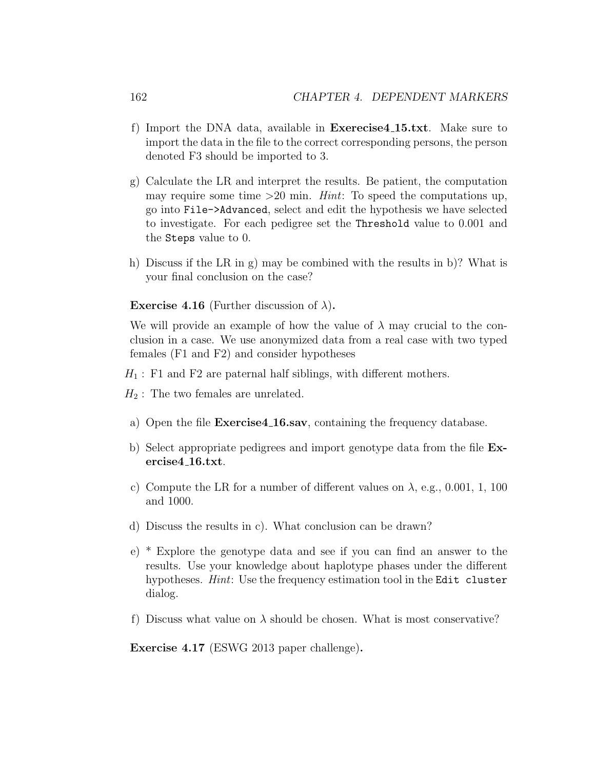f) Import the DNA data, available in **Exerecise4_15.txt**. Make sure to import the data in the file to the correct corresponding persons, the person denoted F3 should be imported to 3.

g) Calculate the LR and interpret the results. Be patient, the computation may require some time >20 min. *Hint*: To speed the computations up, go into `File->Advanced`, select and edit the hypothesis we have selected to investigate. For each pedigree set the `Threshold` value to 0.001 and the `Steps` value to 0.

h) Discuss if the LR in g) may be combined with the results in b)? What is your final conclusion on the case?

**Exercise 4.16** (Further discussion of $\lambda$)**.**

We will provide an example of how the value of $\lambda$ may crucial to the conclusion in a case. We use anonymized data from a real case with two typed females (F1 and F2) and consider hypotheses

$H_1$ : F1 and F2 are paternal half siblings, with different mothers.

$H_2$ : The two females are unrelated.

a) Open the file **Exercise4_16.sav**, containing the frequency database.

b) Select appropriate pedigrees and import genotype data from the file **Exercise4_16.txt**.

c) Compute the LR for a number of different values on $\lambda$, e.g., 0.001, 1, 100 and 1000.

d) Discuss the results in c). What conclusion can be drawn?

e) * Explore the genotype data and see if you can find an answer to the results. Use your knowledge about haplotype phases under the different hypotheses. *Hint*: Use the frequency estimation tool in the `Edit cluster` dialog.

f) Discuss what value on $\lambda$ should be chosen. What is most conservative?

**Exercise 4.17** (ESWG 2013 paper challenge)**.**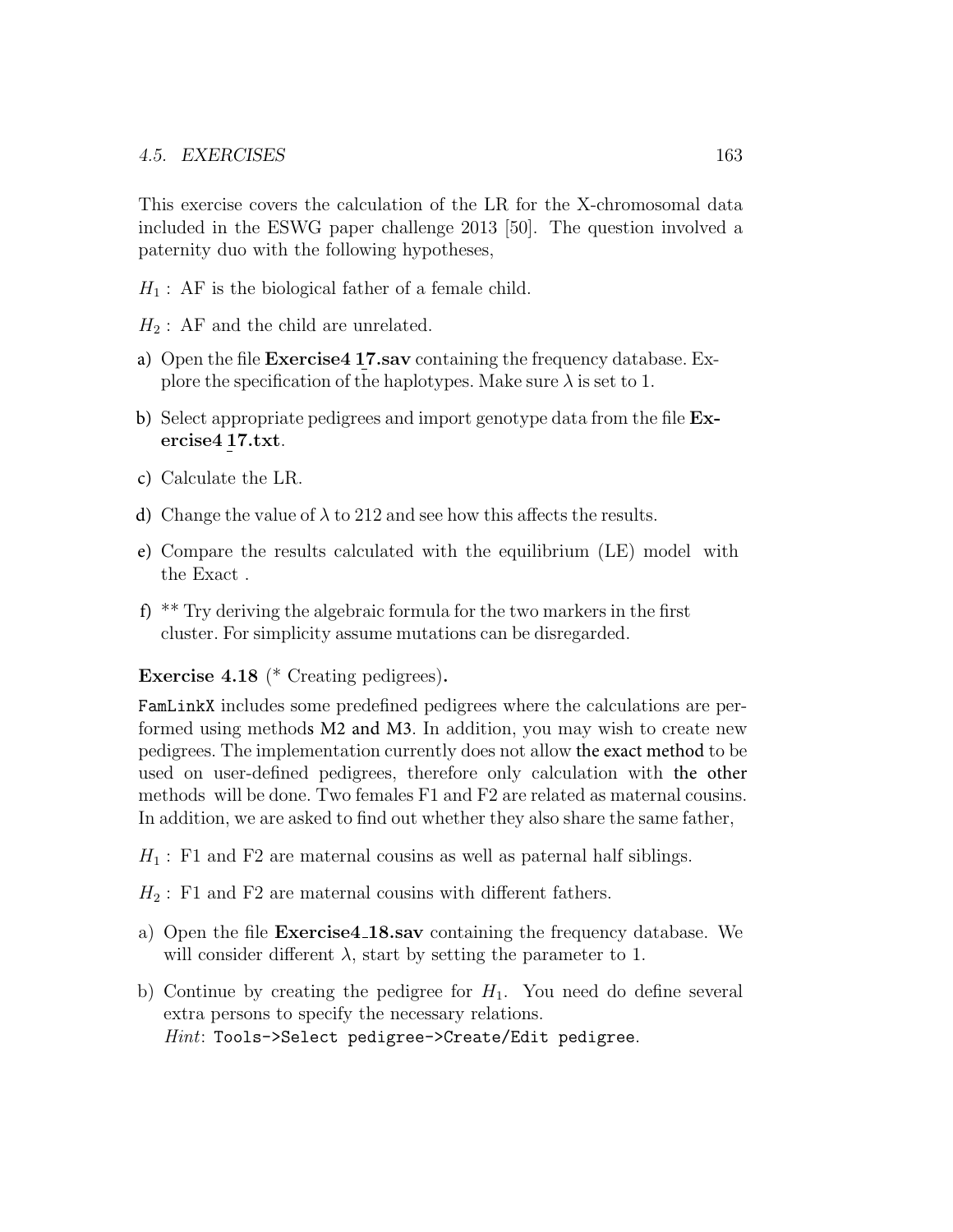This exercise covers the calculation of the LR for the X-chromosomal data included in the ESWG paper challenge 2013 [50]. The question involved a paternity duo with the following hypotheses,

$H_1$ : AF is the biological father of a female child.

$H_2$ : AF and the child are unrelated.

a) Open the file **Exercise4_17.sav** containing the frequency database. Explore the specification of the haplotypes. Make sure $\lambda$ is set to 1.

b) Select appropriate pedigrees and import genotype data from the file **Exercise4_17.txt**.

c) Calculate the LR.

d) Change the value of $\lambda$ to 212 and see how this affects the results.

e) Compare the results calculated with the equilibrium (LE) model with the Exact .

f) ** Try deriving the algebraic formula for the two markers in the first cluster. For simplicity assume mutations can be disregarded.

**Exercise 4.18** (* Creating pedigrees).

`FamLinkX` includes some predefined pedigrees where the calculations are performed using methods M2 and M3. In addition, you may wish to create new pedigrees. The implementation currently does not allow the exact method to be used on user-defined pedigrees, therefore only calculation with the other methods will be done. Two females F1 and F2 are related as maternal cousins. In addition, we are asked to find out whether they also share the same father,

$H_1$ : F1 and F2 are maternal cousins as well as paternal half siblings.

$H_2$ : F1 and F2 are maternal cousins with different fathers.

a) Open the file **Exercise4_18.sav** containing the frequency database. We will consider different $\lambda$, start by setting the parameter to 1.

b) Continue by creating the pedigree for $H_1$. You need do define several extra persons to specify the necessary relations.
*Hint*: `Tools->Select pedigree->Create/Edit pedigree`.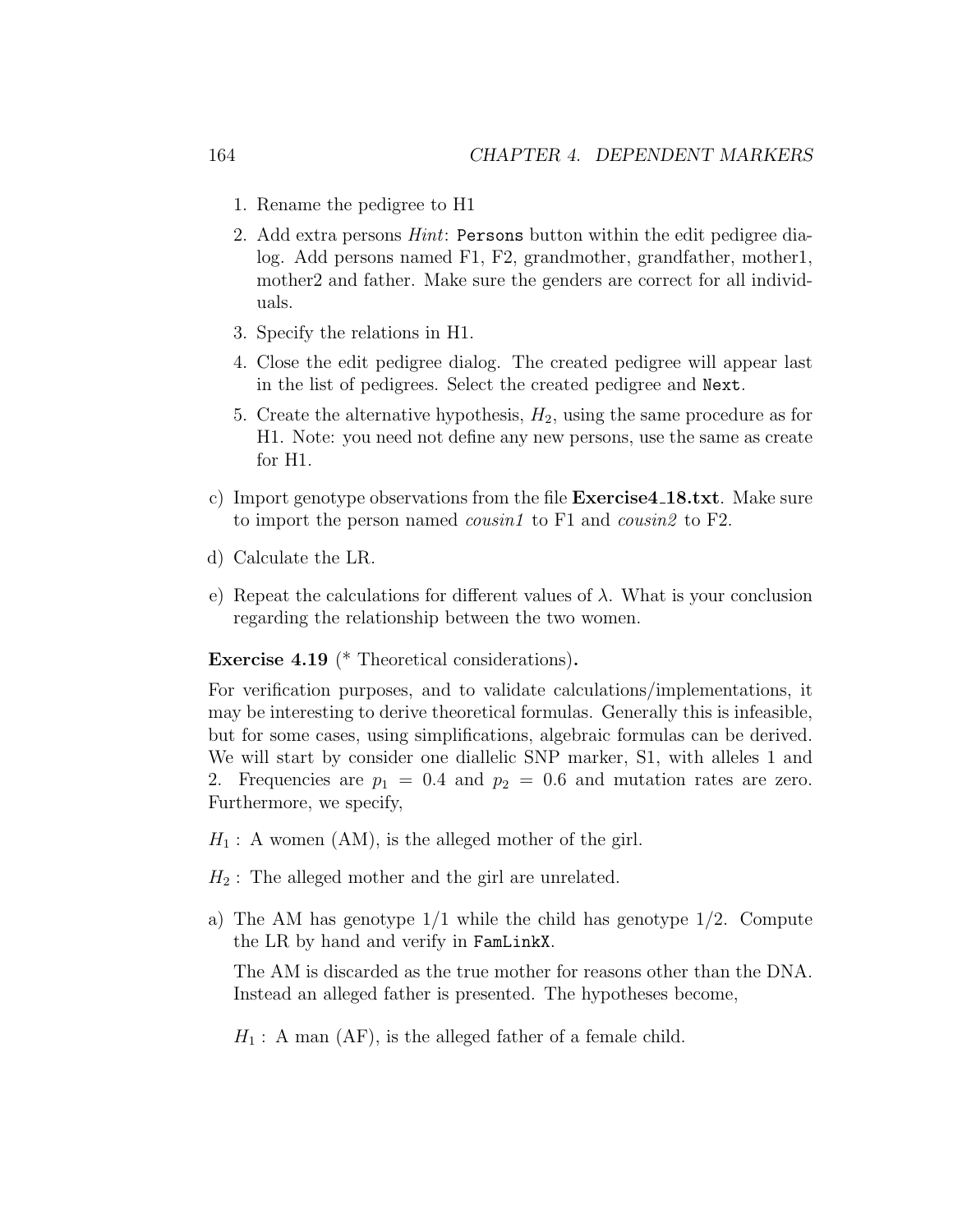1. Rename the pedigree to H1
2. Add extra persons *Hint*: `Persons` button within the edit pedigree dialog. Add persons named F1, F2, grandmother, grandfather, mother1, mother2 and father. Make sure the genders are correct for all individuals.
3. Specify the relations in H1.
4. Close the edit pedigree dialog. The created pedigree will appear last in the list of pedigrees. Select the created pedigree and `Next`.
5. Create the alternative hypothesis, $H_2$, using the same procedure as for H1. Note: you need not define any new persons, use the same as create for H1.

c) Import genotype observations from the file **Exercise4_18.txt**. Make sure to import the person named *cousin1* to F1 and *cousin2* to F2.

d) Calculate the LR.

e) Repeat the calculations for different values of $\lambda$. What is your conclusion regarding the relationship between the two women.

**Exercise 4.19** (* Theoretical considerations)**.**

For verification purposes, and to validate calculations/implementations, it may be interesting to derive theoretical formulas. Generally this is infeasible, but for some cases, using simplifications, algebraic formulas can be derived. We will start by consider one diallelic SNP marker, S1, with alleles 1 and 2. Frequencies are $p_1 = 0.4$ and $p_2 = 0.6$ and mutation rates are zero. Furthermore, we specify,

$H_1$ : A women (AM), is the alleged mother of the girl.

$H_2$ : The alleged mother and the girl are unrelated.

a) The AM has genotype 1/1 while the child has genotype 1/2. Compute the LR by hand and verify in `FamLinkX`.

The AM is discarded as the true mother for reasons other than the DNA. Instead an alleged father is presented. The hypotheses become,

$H_1$ : A man (AF), is the alleged father of a female child.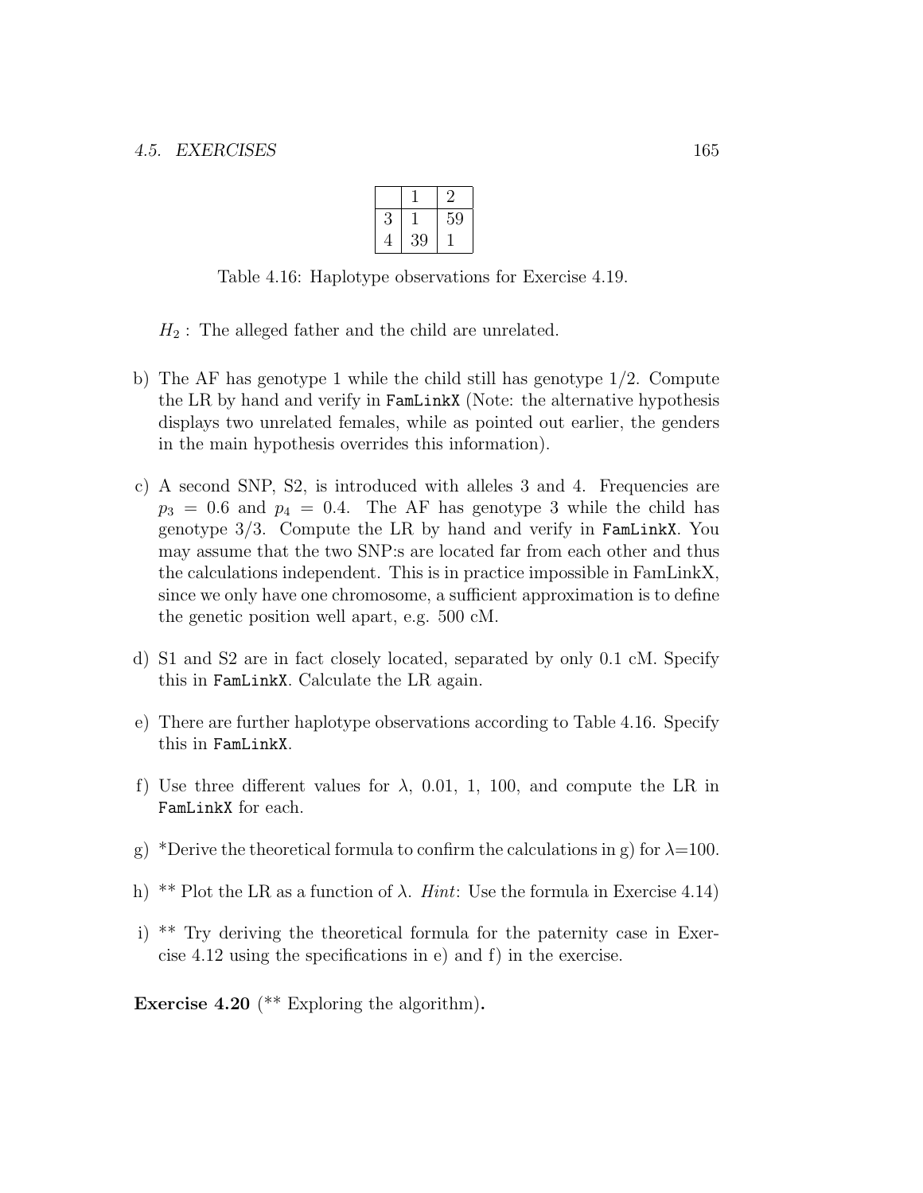|   | 1 | 2 |
|---|---|---|
| 3 | 1 | 59 |
| 4 | 39 | 1 |

Table 4.16: Haplotype observations for Exercise 4.19.

$H_2$ : The alleged father and the child are unrelated.

b) The AF has genotype 1 while the child still has genotype 1/2. Compute the LR by hand and verify in `FamLinkX` (Note: the alternative hypothesis displays two unrelated females, while as pointed out earlier, the genders in the main hypothesis overrides this information).

c) A second SNP, S2, is introduced with alleles 3 and 4. Frequencies are $p_3 = 0.6$ and $p_4 = 0.4$. The AF has genotype 3 while the child has genotype 3/3. Compute the LR by hand and verify in `FamLinkX`. You may assume that the two SNP:s are located far from each other and thus the calculations independent. This is in practice impossible in FamLinkX, since we only have one chromosome, a sufficient approximation is to define the genetic position well apart, e.g. 500 cM.

d) S1 and S2 are in fact closely located, separated by only 0.1 cM. Specify this in `FamLinkX`. Calculate the LR again.

e) There are further haplotype observations according to Table 4.16. Specify this in `FamLinkX`.

f) Use three different values for $\lambda$, 0.01, 1, 100, and compute the LR in `FamLinkX` for each.

g) *Derive the theoretical formula to confirm the calculations in g) for $\lambda$=100.

h) ** Plot the LR as a function of $\lambda$. *Hint*: Use the formula in Exercise 4.14)

i) ** Try deriving the theoretical formula for the paternity case in Exercise 4.12 using the specifications in e) and f) in the exercise.

**Exercise 4.20** (** Exploring the algorithm)**.**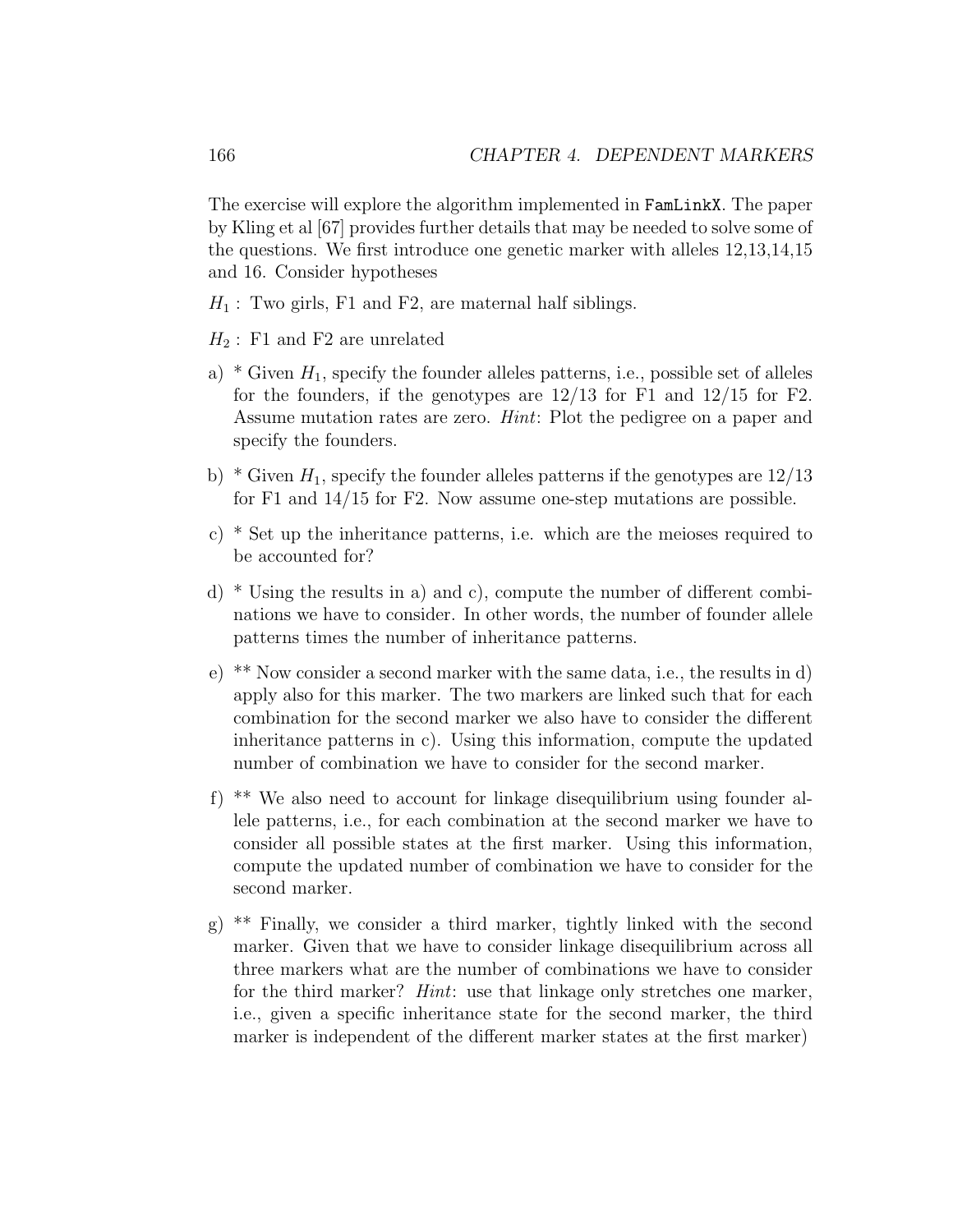The exercise will explore the algorithm implemented in `FamLinkX`. The paper by Kling et al [67] provides further details that may be needed to solve some of the questions. We first introduce one genetic marker with alleles 12,13,14,15 and 16. Consider hypotheses

$H_1$ : Two girls, F1 and F2, are maternal half siblings.

$H_2$ : F1 and F2 are unrelated

a) * Given $H_1$, specify the founder alleles patterns, i.e., possible set of alleles for the founders, if the genotypes are 12/13 for F1 and 12/15 for F2. Assume mutation rates are zero. *Hint*: Plot the pedigree on a paper and specify the founders.

b) * Given $H_1$, specify the founder alleles patterns if the genotypes are 12/13 for F1 and 14/15 for F2. Now assume one-step mutations are possible.

c) * Set up the inheritance patterns, i.e. which are the meioses required to be accounted for?

d) * Using the results in a) and c), compute the number of different combinations we have to consider. In other words, the number of founder allele patterns times the number of inheritance patterns.

e) ** Now consider a second marker with the same data, i.e., the results in d) apply also for this marker. The two markers are linked such that for each combination for the second marker we also have to consider the different inheritance patterns in c). Using this information, compute the updated number of combination we have to consider for the second marker.

f) ** We also need to account for linkage disequilibrium using founder allele patterns, i.e., for each combination at the second marker we have to consider all possible states at the first marker. Using this information, compute the updated number of combination we have to consider for the second marker.

g) ** Finally, we consider a third marker, tightly linked with the second marker. Given that we have to consider linkage disequilibrium across all three markers what are the number of combinations we have to consider for the third marker? *Hint*: use that linkage only stretches one marker, i.e., given a specific inheritance state for the second marker, the third marker is independent of the different marker states at the first marker)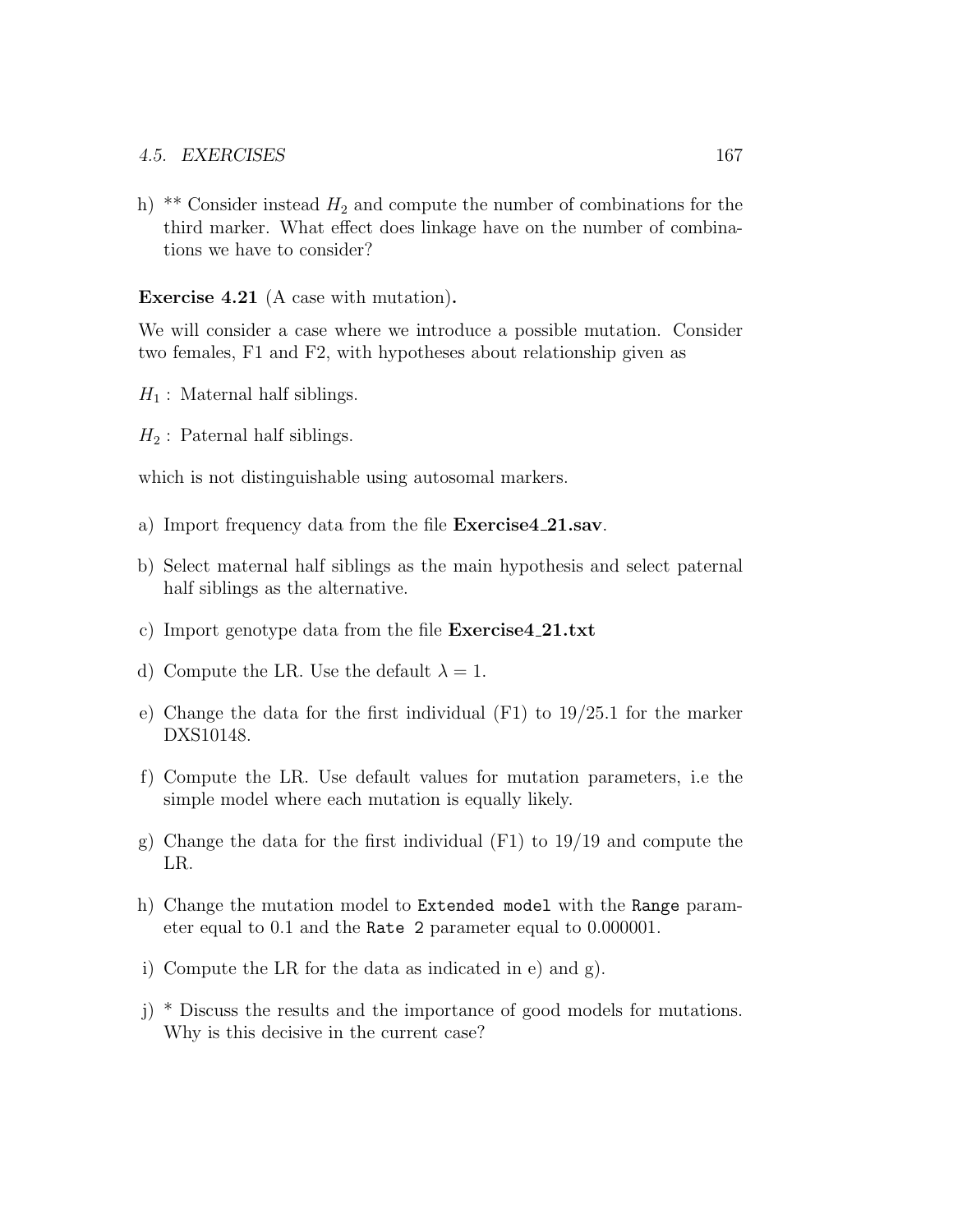h) ** Consider instead $H_2$ and compute the number of combinations for the third marker. What effect does linkage have on the number of combinations we have to consider?

**Exercise 4.21** (A case with mutation)**.**

We will consider a case where we introduce a possible mutation. Consider two females, F1 and F2, with hypotheses about relationship given as

$H_1$ : Maternal half siblings.

$H_2$ : Paternal half siblings.

which is not distinguishable using autosomal markers.

a) Import frequency data from the file **Exercise4_21.sav**.

b) Select maternal half siblings as the main hypothesis and select paternal half siblings as the alternative.

c) Import genotype data from the file **Exercise4_21.txt**

d) Compute the LR. Use the default $\lambda = 1$.

e) Change the data for the first individual (F1) to 19/25.1 for the marker DXS10148.

f) Compute the LR. Use default values for mutation parameters, i.e the simple model where each mutation is equally likely.

g) Change the data for the first individual (F1) to 19/19 and compute the LR.

h) Change the mutation model to `Extended model` with the `Range` parameter equal to 0.1 and the `Rate 2` parameter equal to 0.000001.

i) Compute the LR for the data as indicated in e) and g).

j) * Discuss the results and the importance of good models for mutations. Why is this decisive in the current case?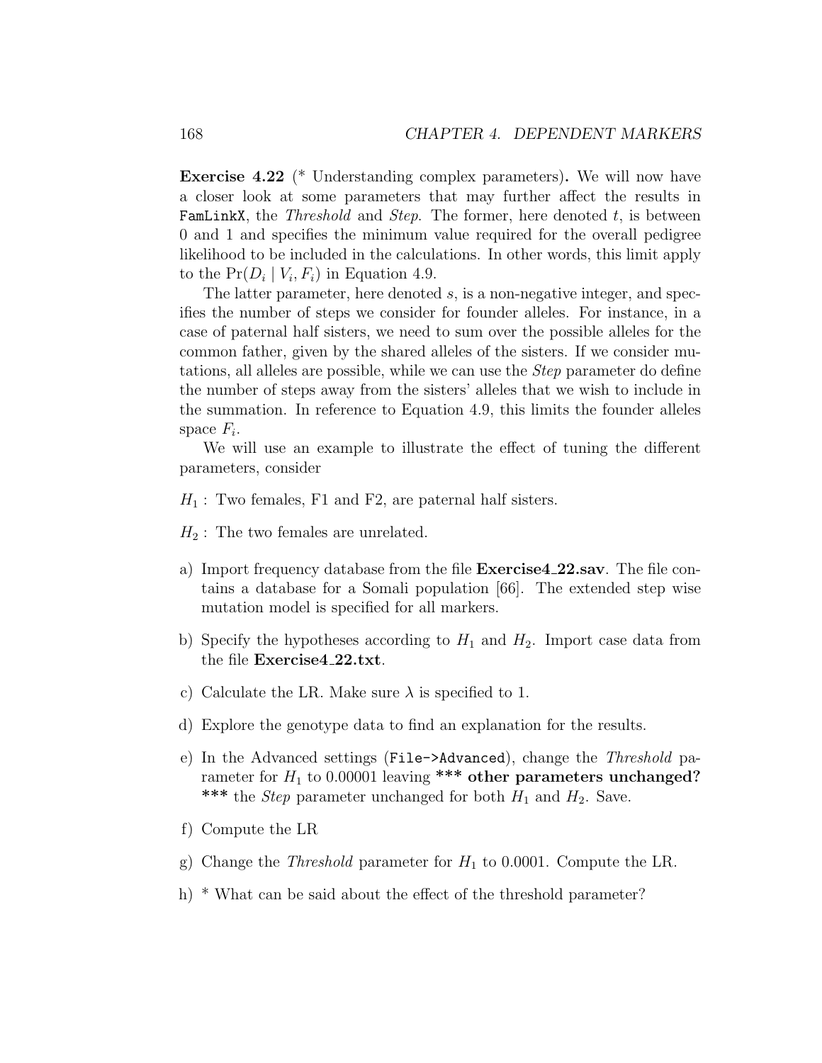**Exercise 4.22** (* Understanding complex parameters)**.** We will now have a closer look at some parameters that may further affect the results in `FamLinkX`, the *Threshold* and *Step*. The former, here denoted $t$, is between 0 and 1 and specifies the minimum value required for the overall pedigree likelihood to be included in the calculations. In other words, this limit apply to the $\Pr(D_i \mid V_i, F_i)$ in Equation 4.9.

The latter parameter, here denoted $s$, is a non-negative integer, and specifies the number of steps we consider for founder alleles. For instance, in a case of paternal half sisters, we need to sum over the possible alleles for the common father, given by the shared alleles of the sisters. If we consider mutations, all alleles are possible, while we can use the *Step* parameter do define the number of steps away from the sisters' alleles that we wish to include in the summation. In reference to Equation 4.9, this limits the founder alleles space $F_i$.

We will use an example to illustrate the effect of tuning the different parameters, consider

$H_1$ : Two females, F1 and F2, are paternal half sisters.

$H_2$ : The two females are unrelated.

a) Import frequency database from the file **Exercise4_22.sav**. The file contains a database for a Somali population [66]. The extended step wise mutation model is specified for all markers.

b) Specify the hypotheses according to $H_1$ and $H_2$. Import case data from the file **Exercise4_22.txt**.

c) Calculate the LR. Make sure $\lambda$ is specified to 1.

d) Explore the genotype data to find an explanation for the results.

e) In the Advanced settings (`File->Advanced`), change the *Threshold* parameter for $H_1$ to 0.00001 leaving **\*\*\* other parameters unchanged? \*\*\*** the *Step* parameter unchanged for both $H_1$ and $H_2$. Save.

f) Compute the LR

g) Change the *Threshold* parameter for $H_1$ to 0.0001. Compute the LR.

h) * What can be said about the effect of the threshold parameter?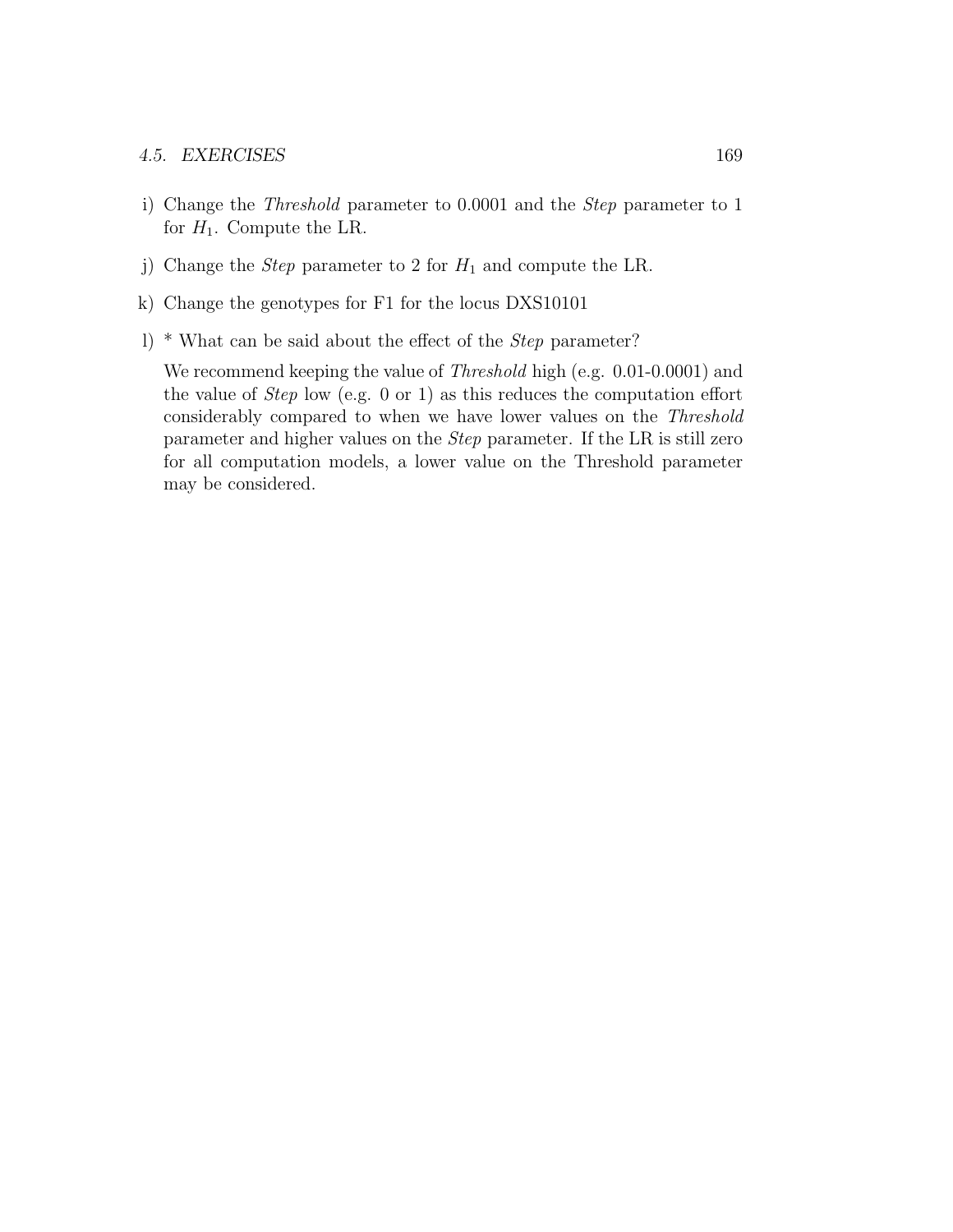i) Change the *Threshold* parameter to 0.0001 and the *Step* parameter to 1 for $H_1$. Compute the LR.

j) Change the *Step* parameter to 2 for $H_1$ and compute the LR.

k) Change the genotypes for F1 for the locus DXS10101

l) * What can be said about the effect of the *Step* parameter?

   We recommend keeping the value of *Threshold* high (e.g. 0.01-0.0001) and the value of *Step* low (e.g. 0 or 1) as this reduces the computation effort considerably compared to when we have lower values on the *Threshold* parameter and higher values on the *Step* parameter. If the LR is still zero for all computation models, a lower value on the Threshold parameter may be considered.